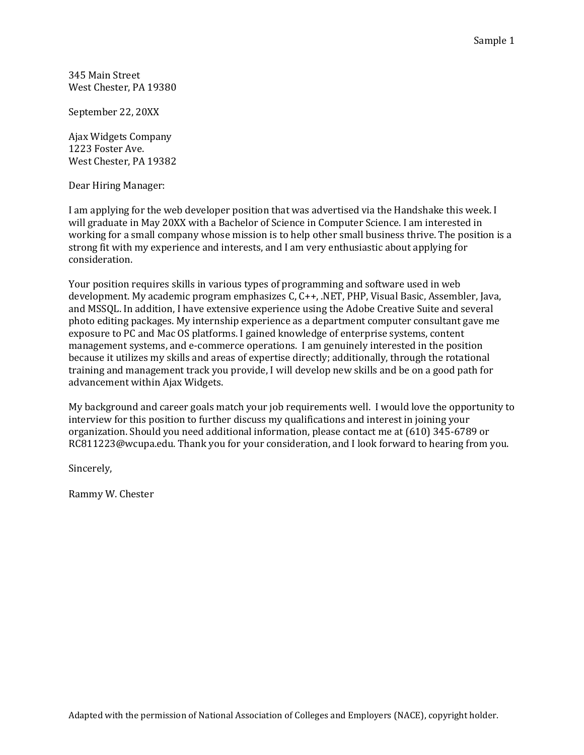Sample 1

345 Main Street
West Chester, PA 19380

September 22, 20XX

Ajax Widgets Company
1223 Foster Ave.
West Chester, PA 19382

Dear Hiring Manager:

I am applying for the web developer position that was advertised via the Handshake this week. I will graduate in May 20XX with a Bachelor of Science in Computer Science. I am interested in working for a small company whose mission is to help other small business thrive. The position is a strong fit with my experience and interests, and I am very enthusiastic about applying for consideration.

Your position requires skills in various types of programming and software used in web development. My academic program emphasizes C, C++, .NET, PHP, Visual Basic, Assembler, Java, and MSSQL. In addition, I have extensive experience using the Adobe Creative Suite and several photo editing packages. My internship experience as a department computer consultant gave me exposure to PC and Mac OS platforms. I gained knowledge of enterprise systems, content management systems, and e-commerce operations. I am genuinely interested in the position because it utilizes my skills and areas of expertise directly; additionally, through the rotational training and management track you provide, I will develop new skills and be on a good path for advancement within Ajax Widgets.

My background and career goals match your job requirements well. I would love the opportunity to interview for this position to further discuss my qualifications and interest in joining your organization. Should you need additional information, please contact me at (610) 345-6789 or RC811223@wcupa.edu. Thank you for your consideration, and I look forward to hearing from you.

Sincerely,

Rammy W. Chester

Adapted with the permission of National Association of Colleges and Employers (NACE), copyright holder.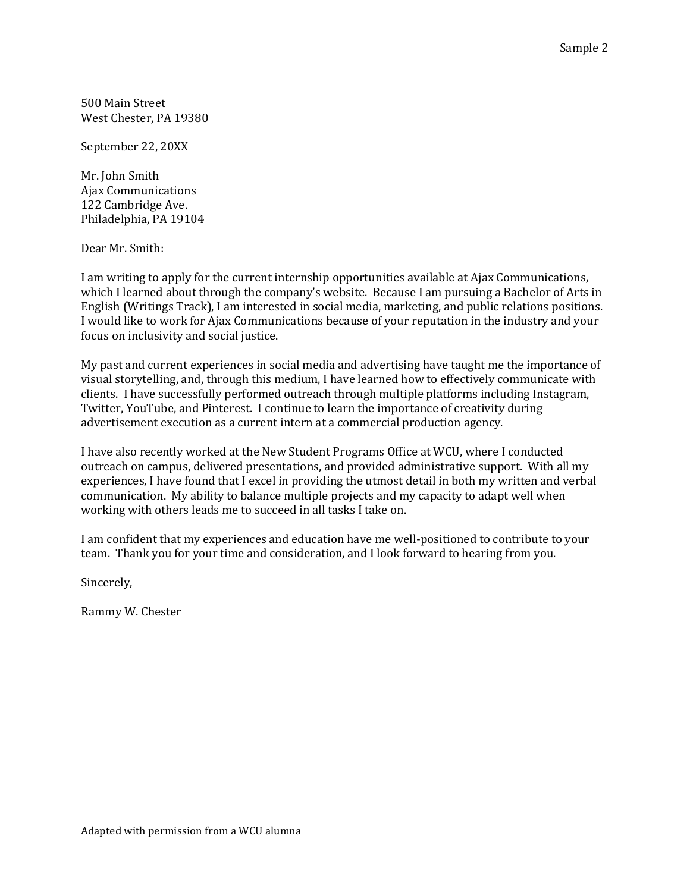Sample 2

500 Main Street
West Chester, PA 19380

September 22, 20XX

Mr. John Smith
Ajax Communications
122 Cambridge Ave.
Philadelphia, PA 19104

Dear Mr. Smith:

I am writing to apply for the current internship opportunities available at Ajax Communications, which I learned about through the company's website. Because I am pursuing a Bachelor of Arts in English (Writings Track), I am interested in social media, marketing, and public relations positions. I would like to work for Ajax Communications because of your reputation in the industry and your focus on inclusivity and social justice.

My past and current experiences in social media and advertising have taught me the importance of visual storytelling, and, through this medium, I have learned how to effectively communicate with clients. I have successfully performed outreach through multiple platforms including Instagram, Twitter, YouTube, and Pinterest. I continue to learn the importance of creativity during advertisement execution as a current intern at a commercial production agency.

I have also recently worked at the New Student Programs Office at WCU, where I conducted outreach on campus, delivered presentations, and provided administrative support. With all my experiences, I have found that I excel in providing the utmost detail in both my written and verbal communication. My ability to balance multiple projects and my capacity to adapt well when working with others leads me to succeed in all tasks I take on.

I am confident that my experiences and education have me well-positioned to contribute to your team. Thank you for your time and consideration, and I look forward to hearing from you.

Sincerely,

Rammy W. Chester

Adapted with permission from a WCU alumna